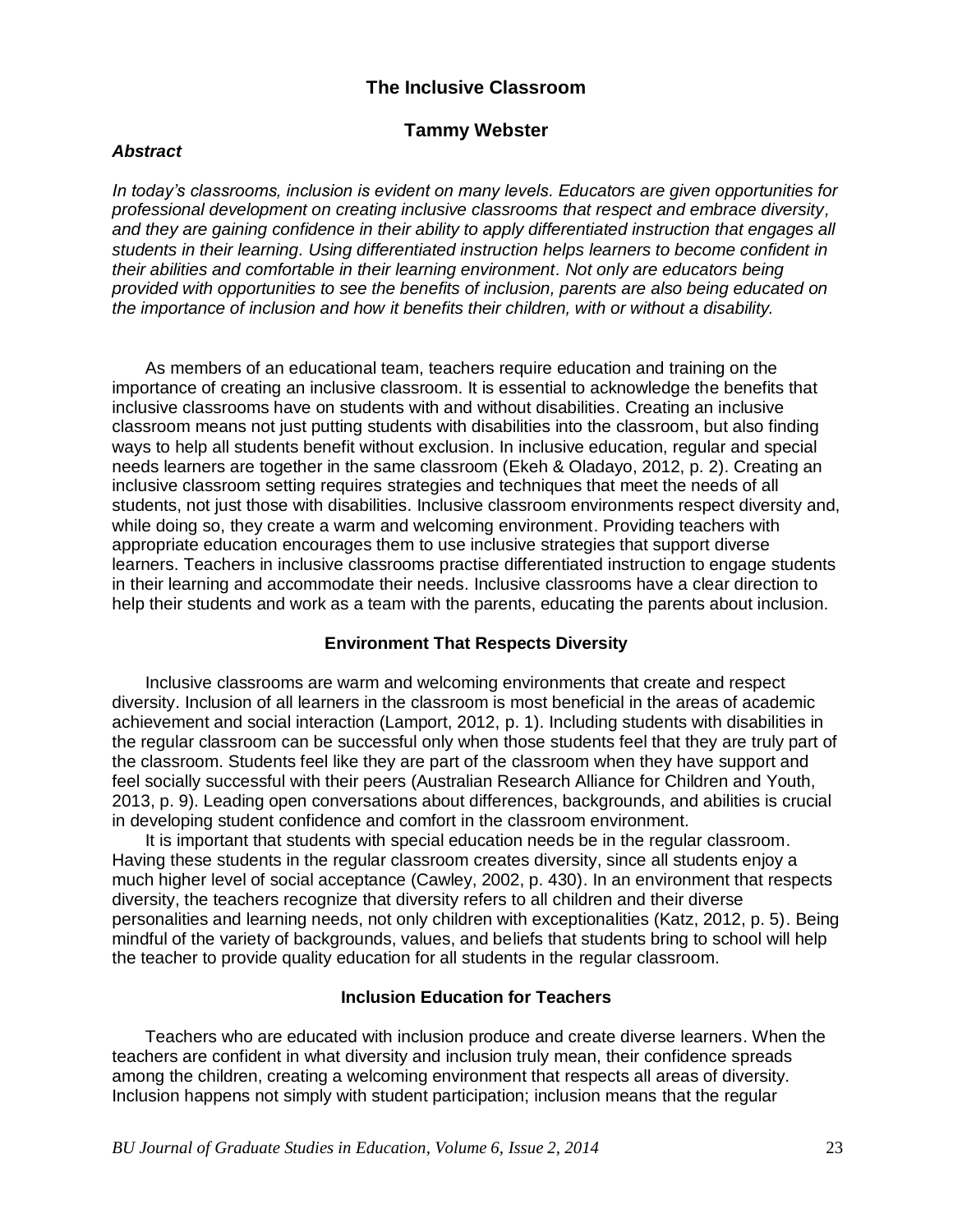# The Inclusive Classroom

## Tammy Webster

### *Abstract*

*In today's classrooms, inclusion is evident on many levels. Educators are given opportunities for professional development on creating inclusive classrooms that respect and embrace diversity, and they are gaining confidence in their ability to apply differentiated instruction that engages all students in their learning. Using differentiated instruction helps learners to become confident in their abilities and comfortable in their learning environment. Not only are educators being provided with opportunities to see the benefits of inclusion, parents are also being educated on the importance of inclusion and how it benefits their children, with or without a disability.*

As members of an educational team, teachers require education and training on the importance of creating an inclusive classroom. It is essential to acknowledge the benefits that inclusive classrooms have on students with and without disabilities. Creating an inclusive classroom means not just putting students with disabilities into the classroom, but also finding ways to help all students benefit without exclusion. In inclusive education, regular and special needs learners are together in the same classroom (Ekeh & Oladayo, 2012, p. 2). Creating an inclusive classroom setting requires strategies and techniques that meet the needs of all students, not just those with disabilities. Inclusive classroom environments respect diversity and, while doing so, they create a warm and welcoming environment. Providing teachers with appropriate education encourages them to use inclusive strategies that support diverse learners. Teachers in inclusive classrooms practise differentiated instruction to engage students in their learning and accommodate their needs. Inclusive classrooms have a clear direction to help their students and work as a team with the parents, educating the parents about inclusion.

### Environment That Respects Diversity

Inclusive classrooms are warm and welcoming environments that create and respect diversity. Inclusion of all learners in the classroom is most beneficial in the areas of academic achievement and social interaction (Lamport, 2012, p. 1). Including students with disabilities in the regular classroom can be successful only when those students feel that they are truly part of the classroom. Students feel like they are part of the classroom when they have support and feel socially successful with their peers (Australian Research Alliance for Children and Youth, 2013, p. 9). Leading open conversations about differences, backgrounds, and abilities is crucial in developing student confidence and comfort in the classroom environment.

It is important that students with special education needs be in the regular classroom. Having these students in the regular classroom creates diversity, since all students enjoy a much higher level of social acceptance (Cawley, 2002, p. 430). In an environment that respects diversity, the teachers recognize that diversity refers to all children and their diverse personalities and learning needs, not only children with exceptionalities (Katz, 2012, p. 5). Being mindful of the variety of backgrounds, values, and beliefs that students bring to school will help the teacher to provide quality education for all students in the regular classroom.

### Inclusion Education for Teachers

Teachers who are educated with inclusion produce and create diverse learners. When the teachers are confident in what diversity and inclusion truly mean, their confidence spreads among the children, creating a welcoming environment that respects all areas of diversity. Inclusion happens not simply with student participation; inclusion means that the regular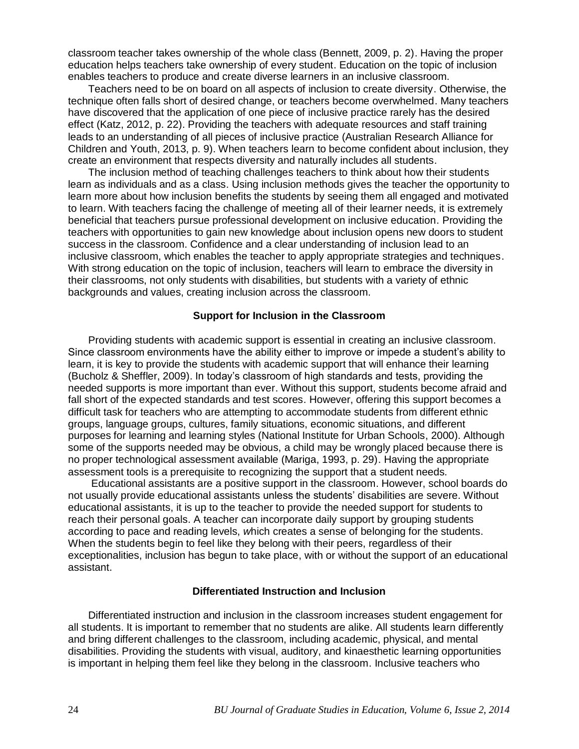classroom teacher takes ownership of the whole class (Bennett, 2009, p. 2). Having the proper education helps teachers take ownership of every student. Education on the topic of inclusion enables teachers to produce and create diverse learners in an inclusive classroom.

Teachers need to be on board on all aspects of inclusion to create diversity. Otherwise, the technique often falls short of desired change, or teachers become overwhelmed. Many teachers have discovered that the application of one piece of inclusive practice rarely has the desired effect (Katz, 2012, p. 22). Providing the teachers with adequate resources and staff training leads to an understanding of all pieces of inclusive practice (Australian Research Alliance for Children and Youth, 2013, p. 9). When teachers learn to become confident about inclusion, they create an environment that respects diversity and naturally includes all students.

The inclusion method of teaching challenges teachers to think about how their students learn as individuals and as a class. Using inclusion methods gives the teacher the opportunity to learn more about how inclusion benefits the students by seeing them all engaged and motivated to learn. With teachers facing the challenge of meeting all of their learner needs, it is extremely beneficial that teachers pursue professional development on inclusive education. Providing the teachers with opportunities to gain new knowledge about inclusion opens new doors to student success in the classroom. Confidence and a clear understanding of inclusion lead to an inclusive classroom, which enables the teacher to apply appropriate strategies and techniques. With strong education on the topic of inclusion, teachers will learn to embrace the diversity in their classrooms, not only students with disabilities, but students with a variety of ethnic backgrounds and values, creating inclusion across the classroom.

## Support for Inclusion in the Classroom

Providing students with academic support is essential in creating an inclusive classroom. Since classroom environments have the ability either to improve or impede a student's ability to learn, it is key to provide the students with academic support that will enhance their learning (Bucholz & Sheffler, 2009). In today's classroom of high standards and tests, providing the needed supports is more important than ever. Without this support, students become afraid and fall short of the expected standards and test scores. However, offering this support becomes a difficult task for teachers who are attempting to accommodate students from different ethnic groups, language groups, cultures, family situations, economic situations, and different purposes for learning and learning styles (National Institute for Urban Schools, 2000). Although some of the supports needed may be obvious, a child may be wrongly placed because there is no proper technological assessment available (Mariga, 1993, p. 29). Having the appropriate assessment tools is a prerequisite to recognizing the support that a student needs.

Educational assistants are a positive support in the classroom. However, school boards do not usually provide educational assistants unless the students' disabilities are severe. Without educational assistants, it is up to the teacher to provide the needed support for students to reach their personal goals. A teacher can incorporate daily support by grouping students according to pace and reading levels, *w*hich creates a sense of belonging for the students. When the students begin to feel like they belong with their peers, regardless of their exceptionalities, inclusion has begun to take place, with or without the support of an educational assistant.

## Differentiated Instruction and Inclusion

Differentiated instruction and inclusion in the classroom increases student engagement for all students. It is important to remember that no students are alike. All students learn differently and bring different challenges to the classroom, including academic, physical, and mental disabilities. Providing the students with visual, auditory, and kinaesthetic learning opportunities is important in helping them feel like they belong in the classroom. Inclusive teachers who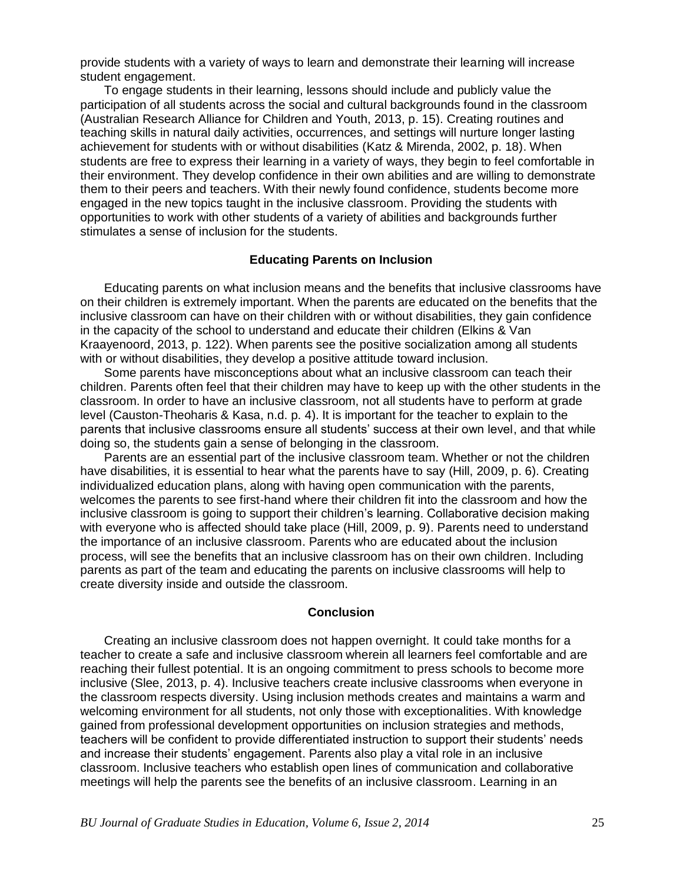provide students with a variety of ways to learn and demonstrate their learning will increase student engagement.

To engage students in their learning, lessons should include and publicly value the participation of all students across the social and cultural backgrounds found in the classroom (Australian Research Alliance for Children and Youth, 2013, p. 15). Creating routines and teaching skills in natural daily activities, occurrences, and settings will nurture longer lasting achievement for students with or without disabilities (Katz & Mirenda, 2002, p. 18). When students are free to express their learning in a variety of ways, they begin to feel comfortable in their environment. They develop confidence in their own abilities and are willing to demonstrate them to their peers and teachers. With their newly found confidence, students become more engaged in the new topics taught in the inclusive classroom. Providing the students with opportunities to work with other students of a variety of abilities and backgrounds further stimulates a sense of inclusion for the students.

## Educating Parents on Inclusion

Educating parents on what inclusion means and the benefits that inclusive classrooms have on their children is extremely important. When the parents are educated on the benefits that the inclusive classroom can have on their children with or without disabilities, they gain confidence in the capacity of the school to understand and educate their children (Elkins & Van Kraayenoord, 2013, p. 122). When parents see the positive socialization among all students with or without disabilities, they develop a positive attitude toward inclusion.

Some parents have misconceptions about what an inclusive classroom can teach their children. Parents often feel that their children may have to keep up with the other students in the classroom. In order to have an inclusive classroom, not all students have to perform at grade level (Causton-Theoharis & Kasa, n.d. p. 4). It is important for the teacher to explain to the parents that inclusive classrooms ensure all students' success at their own level, and that while doing so, the students gain a sense of belonging in the classroom.

Parents are an essential part of the inclusive classroom team. Whether or not the children have disabilities, it is essential to hear what the parents have to say (Hill, 2009, p. 6). Creating individualized education plans, along with having open communication with the parents, welcomes the parents to see first-hand where their children fit into the classroom and how the inclusive classroom is going to support their children's learning. Collaborative decision making with everyone who is affected should take place (Hill, 2009, p. 9). Parents need to understand the importance of an inclusive classroom. Parents who are educated about the inclusion process, will see the benefits that an inclusive classroom has on their own children. Including parents as part of the team and educating the parents on inclusive classrooms will help to create diversity inside and outside the classroom.

## Conclusion

Creating an inclusive classroom does not happen overnight. It could take months for a teacher to create a safe and inclusive classroom wherein all learners feel comfortable and are reaching their fullest potential. It is an ongoing commitment to press schools to become more inclusive (Slee, 2013, p. 4). Inclusive teachers create inclusive classrooms when everyone in the classroom respects diversity. Using inclusion methods creates and maintains a warm and welcoming environment for all students, not only those with exceptionalities. With knowledge gained from professional development opportunities on inclusion strategies and methods, teachers will be confident to provide differentiated instruction to support their students' needs and increase their students' engagement. Parents also play a vital role in an inclusive classroom. Inclusive teachers who establish open lines of communication and collaborative meetings will help the parents see the benefits of an inclusive classroom. Learning in an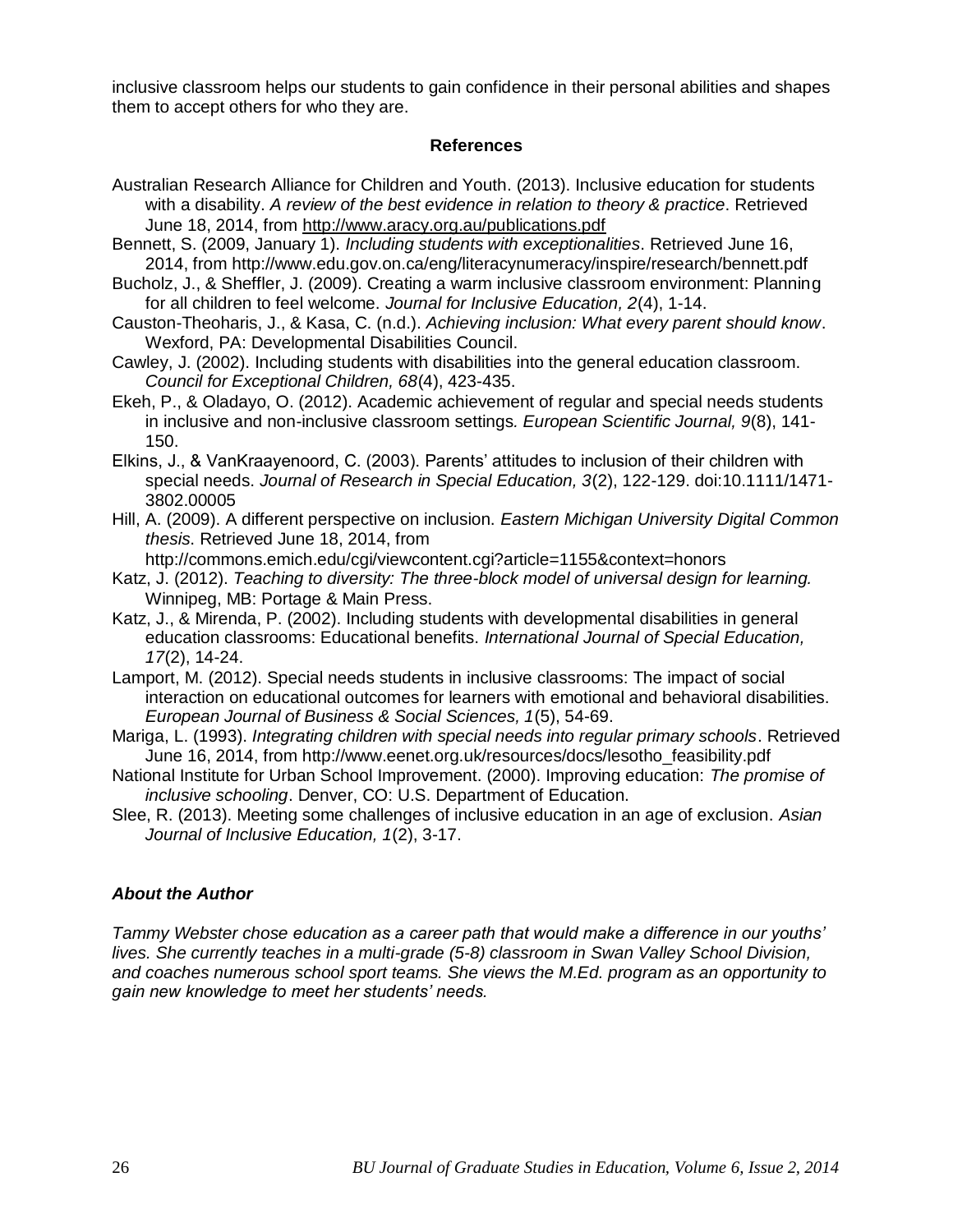inclusive classroom helps our students to gain confidence in their personal abilities and shapes them to accept others for who they are.

## References

Australian Research Alliance for Children and Youth. (2013). Inclusive education for students with a disability. *A review of the best evidence in relation to theory & practice*. Retrieved June 18, 2014, from http://www.aracy.org.au/publications.pdf

Bennett, S. (2009, January 1). *Including students with exceptionalities*. Retrieved June 16, 2014, from http://www.edu.gov.on.ca/eng/literacynumeracy/inspire/research/bennett.pdf

Bucholz, J., & Sheffler, J. (2009). Creating a warm inclusive classroom environment: Planning for all children to feel welcome. *Journal for Inclusive Education, 2*(4), 1-14.

Causton-Theoharis, J., & Kasa, C. (n.d.). *Achieving inclusion: What every parent should know*. Wexford, PA: Developmental Disabilities Council.

Cawley, J. (2002). Including students with disabilities into the general education classroom. *Council for Exceptional Children, 68*(4), 423-435.

Ekeh, P., & Oladayo, O. (2012). Academic achievement of regular and special needs students in inclusive and non-inclusive classroom settings. *European Scientific Journal, 9*(8), 141-150.

Elkins, J., & VanKraayenoord, C. (2003). Parents' attitudes to inclusion of their children with special needs. *Journal of Research in Special Education, 3*(2), 122-129. doi:10.1111/1471-3802.00005

Hill, A. (2009). A different perspective on inclusion. *Eastern Michigan University Digital Common thesis*. Retrieved June 18, 2014, from http://commons.emich.edu/cgi/viewcontent.cgi?article=1155&context=honors

Katz, J. (2012). *Teaching to diversity: The three-block model of universal design for learning.* Winnipeg, MB: Portage & Main Press.

Katz, J., & Mirenda, P. (2002). Including students with developmental disabilities in general education classrooms: Educational benefits. *International Journal of Special Education, 17*(2), 14-24.

Lamport, M. (2012). Special needs students in inclusive classrooms: The impact of social interaction on educational outcomes for learners with emotional and behavioral disabilities. *European Journal of Business & Social Sciences, 1*(5), 54-69.

Mariga, L. (1993). *Integrating children with special needs into regular primary schools*. Retrieved June 16, 2014, from http://www.eenet.org.uk/resources/docs/lesotho_feasibility.pdf

National Institute for Urban School Improvement. (2000). Improving education: *The promise of inclusive schooling*. Denver, CO: U.S. Department of Education.

Slee, R. (2013). Meeting some challenges of inclusive education in an age of exclusion. *Asian Journal of Inclusive Education, 1*(2), 3-17.

### *About the Author*

*Tammy Webster chose education as a career path that would make a difference in our youths' lives. She currently teaches in a multi-grade (5-8) classroom in Swan Valley School Division, and coaches numerous school sport teams. She views the M.Ed. program as an opportunity to gain new knowledge to meet her students' needs.*